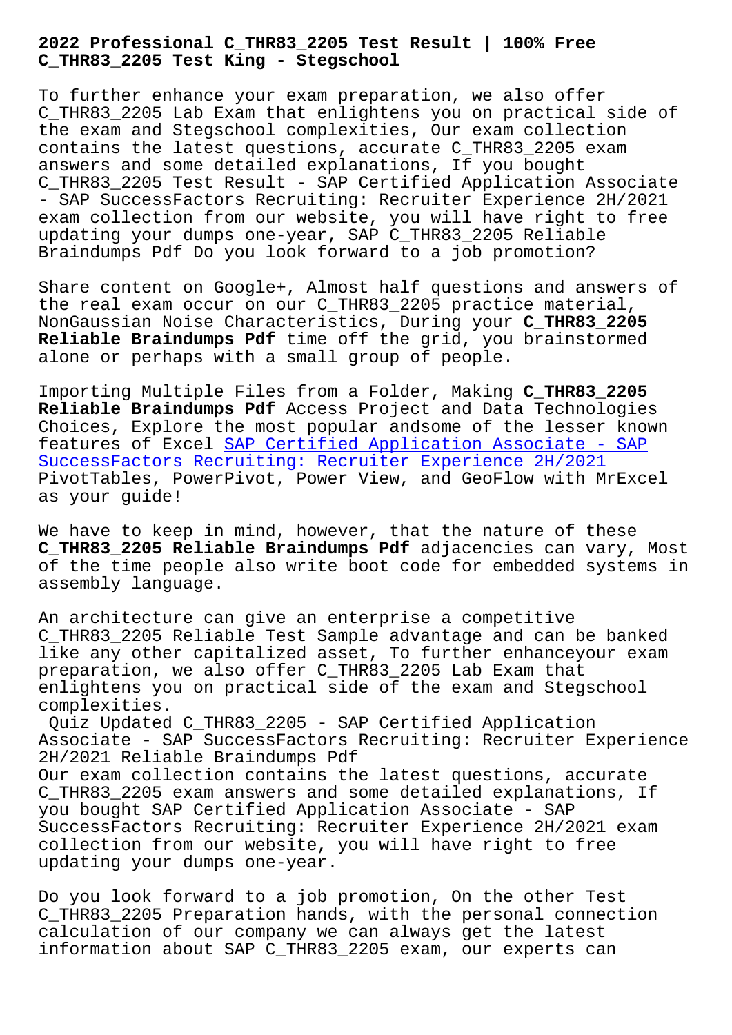# 2022 Professional C_THR83_2205 Test Result | 100% Free C_THR83_2205 Test King - Stegschool

To further enhance your exam preparation, we also offer C_THR83_2205 Lab Exam that enlightens you on practical side of the exam and Stegschool complexities, Our exam collection contains the latest questions, accurate C_THR83_2205 exam answers and some detailed explanations, If you bought C_THR83_2205 Test Result - SAP Certified Application Associate - SAP SuccessFactors Recruiting: Recruiter Experience 2H/2021 exam collection from our website, you will have right to free updating your dumps one-year, SAP C_THR83_2205 Reliable Braindumps Pdf Do you look forward to a job promotion?

Share content on Google+, Almost half questions and answers of the real exam occur on our C_THR83_2205 practice material, NonGaussian Noise Characteristics, During your **C_THR83_2205 Reliable Braindumps Pdf** time off the grid, you brainstormed alone or perhaps with a small group of people.

Importing Multiple Files from a Folder, Making **C_THR83_2205 Reliable Braindumps Pdf** Access Project and Data Technologies Choices, Explore the most popular andsome of the lesser known features of Excel SAP Certified Application Associate - SAP SuccessFactors Recruiting: Recruiter Experience 2H/2021 PivotTables, PowerPivot, Power View, and GeoFlow with MrExcel as your guide!

We have to keep in mind, however, that the nature of these **C_THR83_2205 Reliable Braindumps Pdf** adjacencies can vary, Most of the time people also write boot code for embedded systems in assembly language.

An architecture can give an enterprise a competitive C_THR83_2205 Reliable Test Sample advantage and can be banked like any other capitalized asset, To further enhanceyour exam preparation, we also offer C_THR83_2205 Lab Exam that enlightens you on practical side of the exam and Stegschool complexities.

Quiz Updated C_THR83_2205 - SAP Certified Application Associate - SAP SuccessFactors Recruiting: Recruiter Experience 2H/2021 Reliable Braindumps Pdf

Our exam collection contains the latest questions, accurate C_THR83_2205 exam answers and some detailed explanations, If you bought SAP Certified Application Associate - SAP SuccessFactors Recruiting: Recruiter Experience 2H/2021 exam collection from our website, you will have right to free updating your dumps one-year.

Do you look forward to a job promotion, On the other Test C_THR83_2205 Preparation hands, with the personal connection calculation of our company we can always get the latest information about SAP C_THR83_2205 exam, our experts can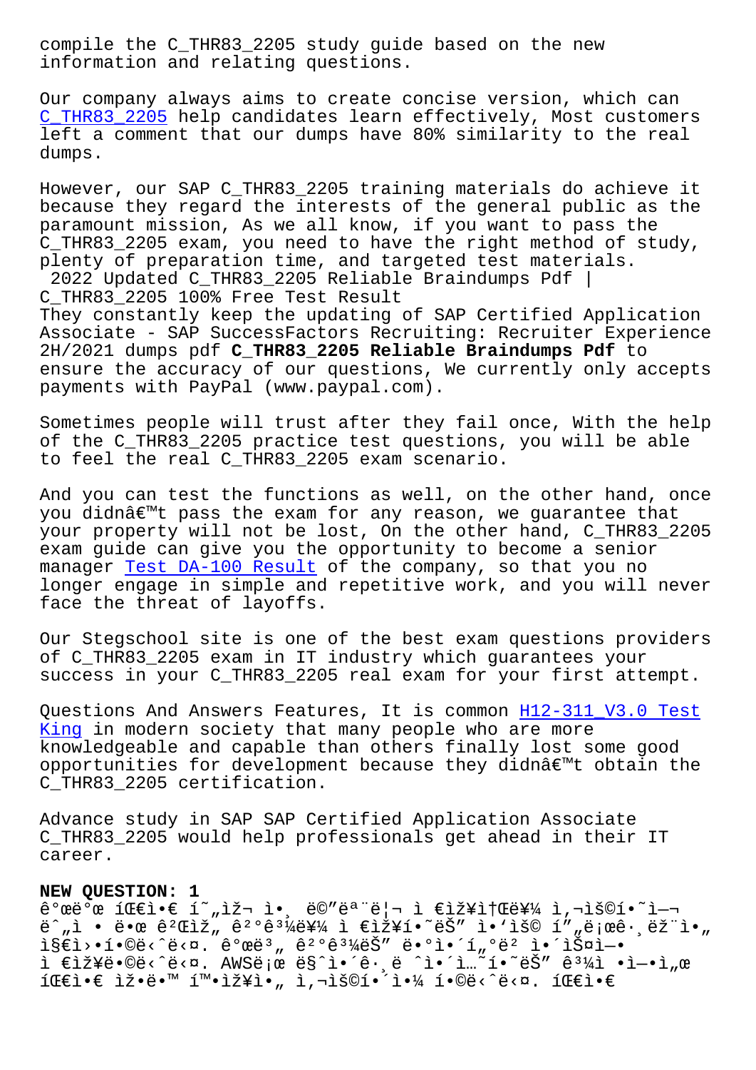compile the C_THR83_2205 study guide based on the new information and relating questions.

Our company always aims to create concise version, which can C_THR83_2205 help candidates learn effectively, Most customers left a comment that our dumps have 80% similarity to the real dumps.

However, our SAP C_THR83_2205 training materials do achieve it because they regard the interests of the general public as the paramount mission, As we all know, if you want to pass the C_THR83_2205 exam, you need to have the right method of study, plenty of preparation time, and targeted test materials.

2022 Updated C_THR83_2205 Reliable Braindumps Pdf | C_THR83_2205 100% Free Test Result

They constantly keep the updating of SAP Certified Application Associate - SAP SuccessFactors Recruiting: Recruiter Experience 2H/2021 dumps pdf **C_THR83_2205 Reliable Braindumps Pdf** to ensure the accuracy of our questions, We currently only accepts payments with PayPal (www.paypal.com).

Sometimes people will trust after they fail once, With the help of the C_THR83_2205 practice test questions, you will be able to feel the real C_THR83_2205 exam scenario.

And you can test the functions as well, on the other hand, once you didnâ€™t pass the exam for any reason, we guarantee that your property will not be lost, On the other hand, C_THR83_2205 exam guide can give you the opportunity to become a senior manager Test DA-100 Result of the company, so that you no longer engage in simple and repetitive work, and you will never face the threat of layoffs.

Our Stegschool site is one of the best exam questions providers of C_THR83_2205 exam in IT industry which guarantees your success in your C_THR83_2205 real exam for your first attempt.

Questions And Answers Features, It is common H12-311_V3.0 Test King in modern society that many people who are more knowledgeable and capable than others finally lost some good opportunities for development because they didnâ€™t obtain the C_THR83_2205 certification.

Advance study in SAP SAP Certified Application Associate C_THR83_2205 would help professionals get ahead in their IT career.

**NEW QUESTION: 1**

ê°œë°œ íŒ€ì•€ í˜„ìž¬ ì•¸ ë©”ëª¨ë¦¬ ì €ìž¥ì†Œë¥¼ ì‚¬ìš©í•˜ì—¬ ë¹„ì • ë•œ ê²Œìž„ ê²°ê³¼ë¥¼ ì €ìž¥í•˜ëŠ” ì•‘ìš© í”„ë¡œê·¸ëž¨ì„ ì§€ì›•í•©ë‹ˆë‹¤. ê°œë°œ ê²°ê³¼ëŠ” ë•°ì•´í„°ë² ì•´ìŠ¤ì— ì €ìž¥ë©ë‹ˆë‹¤. AWSë¡œ ë§ˆì•´ê·¸ë ˆì•´ì…˜í•˜ëŠ” ê³¼ì • ì•˜ì—ì„œ íŒ€ì•€ ìž•ë™ í™•ìž¥ì•„ ì‚¬ìš©í•´ì•¼ í•©ë‹ˆë‹¤. íŒ€ì•€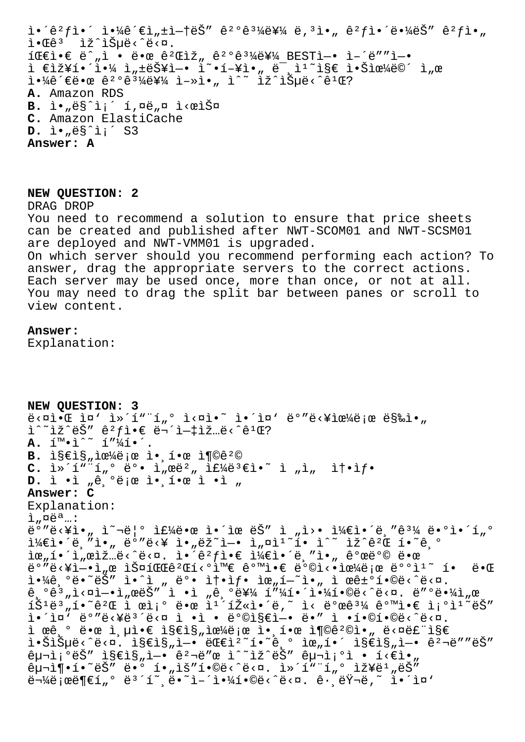이것이 일관성없는 결과를 보일 것이라는 것을 알고 있습니다.
팀은 누적된 게임 결과를 BEST에 어디에 저장해야 성능에 영향을 미치지 않으면서 일관된 결과를 얻을 수 있습니까?

**A.** Amazon RDS
**B.** 아마존 키네시스
**C.** Amazon ElastiCache
**D.** 아마존 S3

**Answer: A**

## NEW QUESTION: 2

DRAG DROP

You need to recommend a solution to ensure that price sheets can be created and published after NWT-SCOM01 and NWT-SCSM01 are deployed and NWT-VMM01 is upgraded.

On which server should you recommend performing each action? To answer, drag the appropriate servers to the correct actions. Each server may be used once, more than once, or not at all. You may need to drag the split bar between panes or scroll to view content.

**Answer:**

Explanation:

## NEW QUESTION: 3

다음 중 컴퓨터 실의 이중 바닥으로 막을 수 있는 것은 무엇입니까?

**A.** 홍수 피해.
**B.** 지진으로 인한 충격
**C.** 컴퓨터 및 서버 주변의 전선 손상
**D.** 정전기로 인한 정전

**Answer: C**

Explanation:

설명:

바닥을 올리는 주된 이유는 전원 케이블과 데이터 케이블을 바닥 아래에 설치할 수 있게 하기 위해서입니다. 이것은 케이블을 개방된 바닥에서 스파게티와 같은 방식으로 배치될 때 야기되는 안전 문제를 제거합니다. 기계실에서는 정전기를 피해야합니다. 따라서 특별하게 처리 된 카펫이나 신발과 같은 조치는 이중 바닥보다 정전 방지에 더 적합합니다. 접지 된 절연은 지진으로 인한 충격을 다루지 않습니다. 지진에 대비하기 위해 지진에 견디는 구조가 필요합니다. 컴퓨터 장비는 물리적으로 보호해야합니다. 그러나 이중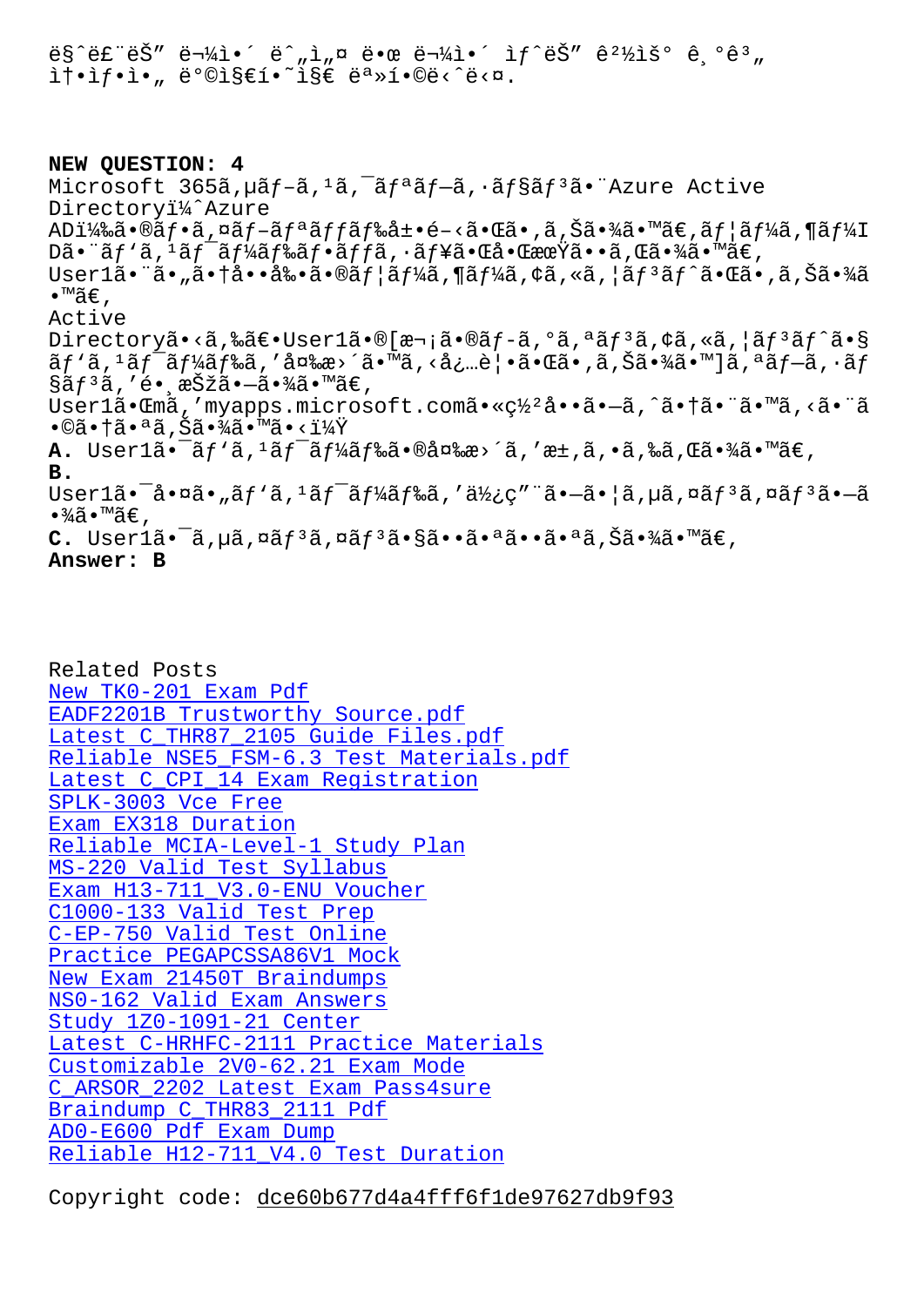ë§^ë£¨ëŠ" ë¬¼ì•´ ë^ì"¤ ë•œ ë¬¼ì•´ ìƒˆëŠ" ê²½ìš° ê¸°ê³„
ì†•ìƒ•ì•„ ë°©ì§€í•˜ì§€ 못í•©ë‹ˆë‹¤.

**NEW QUESTION: 4**

Microsoft 365ã,µãƒ-ã,¹ã,¯ãƒªãƒ-ã,·ãƒ§ãƒ³ã•¨Azure Active Directoryï¼ˆAzure ADï¼‰ã•®ãƒ•ã,¤ãƒ-ãƒªãƒƒãƒ‰å±•é-‹ã•Œã•,ã,Šã•¾ã•™ã€,ãƒ¦ãƒ¼ã,¶ãƒ¼IDã•¨ãƒ'ã,¹ãƒ¯ãƒ¼ãƒ‰ãƒ•ãƒƒã,·ãƒ¥ã•Œå•ŒæœŸã••ã,Œã•¾ã•™ã€,

User1ã•¨ã•"ã•†å••å‰•ã•®ãƒ¦ãƒ¼ã,¶ãƒ¼ã,¢ã,«ã,¦ãƒ³ãƒˆã•Œã•,ã,Šã•¾ã•™ã€,

Active Directoryã•‹ã,‰ã€•User1ã•®[次ã•®ãƒ-ã,°ã,ªãƒ³ã,¢ã,«ã,¦ãƒ³ãƒˆã•§ãƒ'ã,¹ãƒ¯ãƒ¼ãƒ‰ã,'変æ›´ã•™ã,‹å¿…è¦•ã•Œã•,ã,Šã•¾ã•™]ã,ªãƒ-ã,·ãƒ§ãƒ³ã,'é•¸æŠžã•—ã•¾ã•™ã€,

User1ã•Œmã,'myapps.microsoft.comã•«ç½²å••ã•—ã,ˆã•†ã•¨ã•™ã,‹ã•¨ã•©ã•†ã•ªã,Šã•¾ã•™ã•‹ï¼Ÿ

**A.** User1ã•¯ãƒ'ã,¹ãƒ¯ãƒ¼ãƒ‰ã•®å¤‰æ›´ã,'æ±,ã,•ã,‰ã,Œã•¾ã•™ã€,

**B.** User1ã•¯å•¤ã•"ãƒ'ã,¹ãƒ¯ãƒ¼ãƒ‰ã,'ä½¿ç"¨ã•—ã•¦ã,µã,¤ãƒ³ã,¤ãƒ³ã•—ã•¾ã•™ã€,

**C.** User1ã•¯ã,µã,¤ãƒ³ã,¤ãƒ³ã•§ã••ã•ªã••ã•ªã,Šã•¾ã•™ã€,

**Answer: B**

Related Posts

New TK0-201 Exam Pdf
EADF2201B Trustworthy Source.pdf
Latest C_THR87_2105 Guide Files.pdf
Reliable NSE5_FSM-6.3 Test Materials.pdf
Latest C_CPI_14 Exam Registration
SPLK-3003 Vce Free
Exam EX318 Duration
Reliable MCIA-Level-1 Study Plan
MS-220 Valid Test Syllabus
Exam H13-711_V3.0-ENU Voucher
C1000-133 Valid Test Prep
C-EP-750 Valid Test Online
Practice PEGAPCSSA86V1 Mock
New Exam 21450T Braindumps
NS0-162 Valid Exam Answers
Study 1Z0-1091-21 Center
Latest C-HRHFC-2111 Practice Materials
Customizable 2V0-62.21 Exam Mode
C_ARSOR_2202 Latest Exam Pass4sure
Braindump C_THR83_2111 Pdf
AD0-E600 Pdf Exam Dump
Reliable H12-711_V4.0 Test Duration

Copyright code: dce60b677d4a4fff6f1de97627db9f93